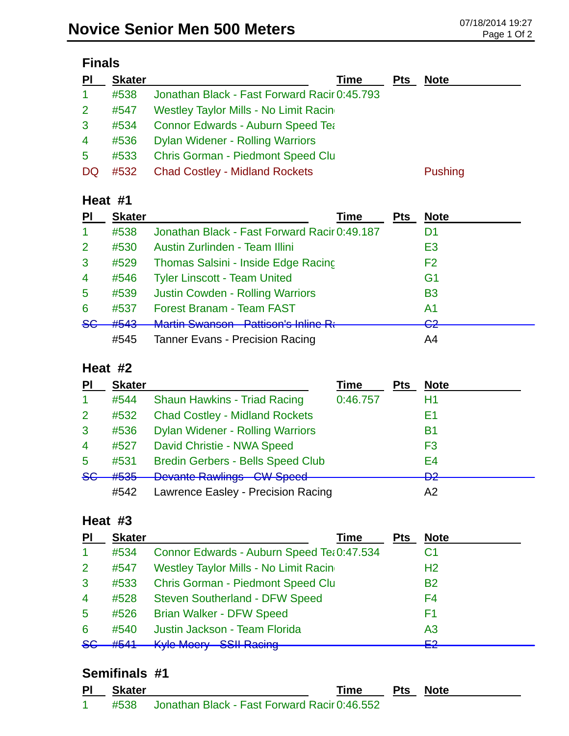# Novice Senior Men 500 Meters

07/18/2014 19:27

## Finals

| Pl | Skater | | Time | Pts | Note |
|---|---|---|---|---|---|
| 1 | #538 | Jonathan Black - Fast Forward Racir | 0:45.793 | | |
| 2 | #547 | Westley Taylor Mills - No Limit Racin | | | |
| 3 | #534 | Connor Edwards - Auburn Speed Tea | | | |
| 4 | #536 | Dylan Widener - Rolling Warriors | | | |
| 5 | #533 | Chris Gorman - Piedmont Speed Clu | | | |
| DQ | #532 | Chad Costley - Midland Rockets | | | Pushing |

## Heat #1

| Pl | Skater | | Time | Pts | Note |
|---|---|---|---|---|---|
| 1 | #538 | Jonathan Black - Fast Forward Racir | 0:49.187 | | D1 |
| 2 | #530 | Austin Zurlinden - Team Illini | | | E3 |
| 3 | #529 | Thomas Salsini - Inside Edge Racing | | | F2 |
| 4 | #546 | Tyler Linscott - Team United | | | G1 |
| 5 | #539 | Justin Cowden - Rolling Warriors | | | B3 |
| 6 | #537 | Forest Branam - Team FAST | | | A1 |
| ~~SC~~ | ~~#543~~ | ~~Martin Swanson - Pattison's Inline Ra~~ | | | ~~C2~~ |
| | #545 | Tanner Evans - Precision Racing | | | A4 |

## Heat #2

| Pl | Skater | | Time | Pts | Note |
|---|---|---|---|---|---|
| 1 | #544 | Shaun Hawkins - Triad Racing | 0:46.757 | | H1 |
| 2 | #532 | Chad Costley - Midland Rockets | | | E1 |
| 3 | #536 | Dylan Widener - Rolling Warriors | | | B1 |
| 4 | #527 | David Christie - NWA Speed | | | F3 |
| 5 | #531 | Bredin Gerbers - Bells Speed Club | | | E4 |
| ~~SC~~ | ~~#535~~ | ~~Devante Rawlings - CW Speed~~ | | | ~~D2~~ |
| | #542 | Lawrence Easley - Precision Racing | | | A2 |

## Heat #3

| Pl | Skater | | Time | Pts | Note |
|---|---|---|---|---|---|
| 1 | #534 | Connor Edwards - Auburn Speed Tea | 0:47.534 | | C1 |
| 2 | #547 | Westley Taylor Mills - No Limit Racin | | | H2 |
| 3 | #533 | Chris Gorman - Piedmont Speed Clu | | | B2 |
| 4 | #528 | Steven Southerland - DFW Speed | | | F4 |
| 5 | #526 | Brian Walker - DFW Speed | | | F1 |
| 6 | #540 | Justin Jackson - Team Florida | | | A3 |
| ~~SC~~ | ~~#541~~ | ~~Kyle Moery - SSII Racing~~ | | | ~~E2~~ |

## Semifinals #1

| Pl | Skater | | Time | Pts | Note |
|---|---|---|---|---|---|
| 1 | #538 | Jonathan Black - Fast Forward Racir | 0:46.552 | | |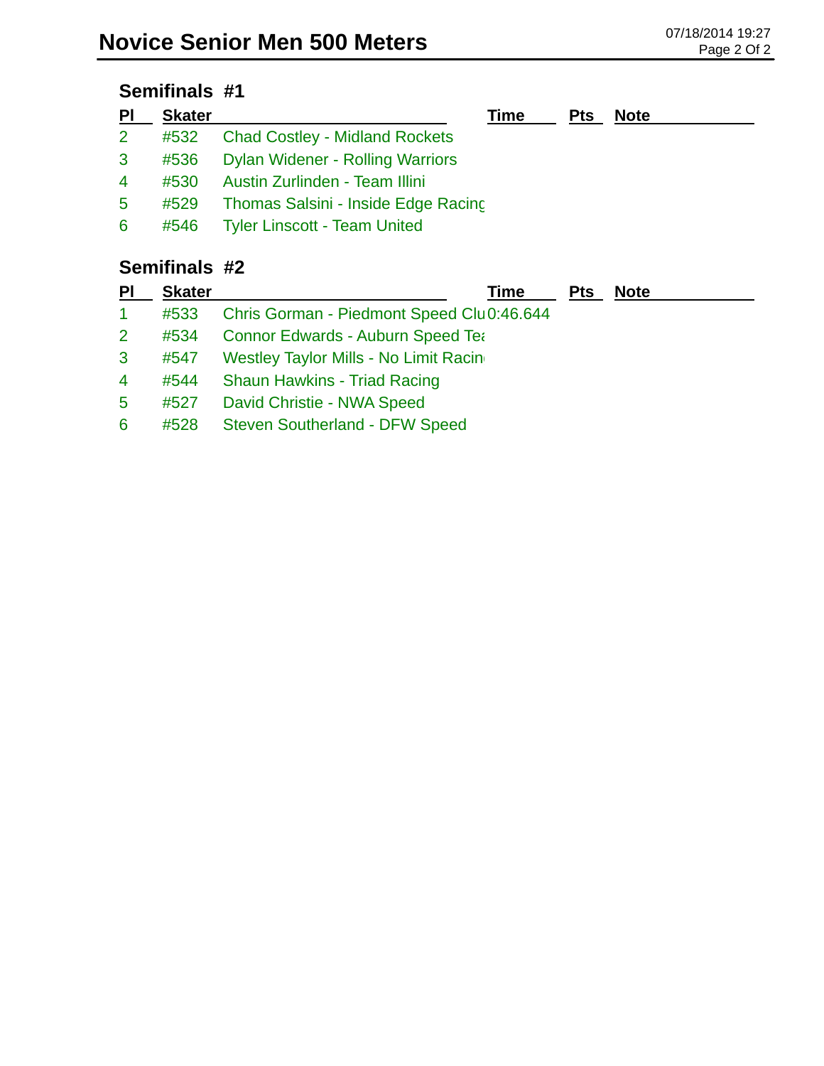# Novice Senior Men 500 Meters

## Semifinals #1

| Pl | Skater | | Time | Pts | Note |
|---|---|---|---|---|---|
| 2 | #532 | Chad Costley - Midland Rockets | | | |
| 3 | #536 | Dylan Widener - Rolling Warriors | | | |
| 4 | #530 | Austin Zurlinden - Team Illini | | | |
| 5 | #529 | Thomas Salsini - Inside Edge Racing | | | |
| 6 | #546 | Tyler Linscott - Team United | | | |

## Semifinals #2

| Pl | Skater | | Time | Pts | Note |
|---|---|---|---|---|---|
| 1 | #533 | Chris Gorman - Piedmont Speed Clu | 0:46.644 | | |
| 2 | #534 | Connor Edwards - Auburn Speed Tea | | | |
| 3 | #547 | Westley Taylor Mills - No Limit Racin | | | |
| 4 | #544 | Shaun Hawkins - Triad Racing | | | |
| 5 | #527 | David Christie - NWA Speed | | | |
| 6 | #528 | Steven Southerland - DFW Speed | | | |